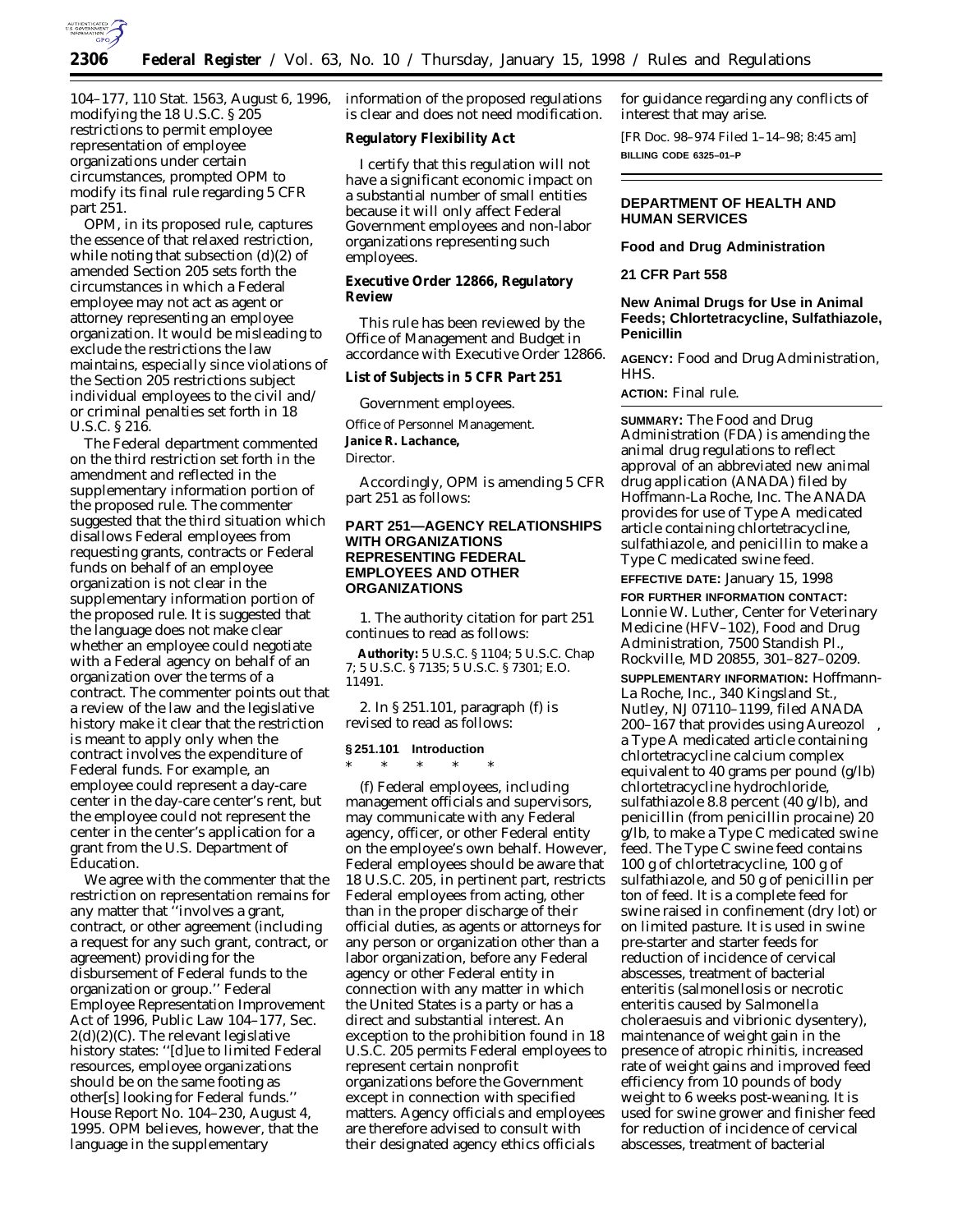104–177, 110 Stat. 1563, August 6, 1996, modifying the 18 U.S.C. § 205 restrictions to permit employee representation of employee organizations under certain circumstances, prompted OPM to modify its final rule regarding 5 CFR part 251.

OPM, in its proposed rule, captures the essence of that relaxed restriction, while noting that subsection (d)(2) of amended Section 205 sets forth the circumstances in which a Federal employee may not act as agent or attorney representing an employee organization. It would be misleading to exclude the restrictions the law maintains, especially since violations of the Section 205 restrictions subject individual employees to the civil and/or criminal penalties set forth in 18 U.S.C. § 216.

The Federal department commented on the third restriction set forth in the amendment and reflected in the supplementary information portion of the proposed rule. The commenter suggested that the third situation which disallows Federal employees from requesting grants, contracts or Federal funds on behalf of an employee organization is not clear in the supplementary information portion of the proposed rule. It is suggested that the language does not make clear whether an employee could negotiate with a Federal agency on behalf of an organization over the terms of a contract. The commenter points out that a review of the law and the legislative history make it clear that the restriction is meant to apply only when the contract involves the expenditure of Federal funds. For example, an employee could represent a day-care center in the day-care center's rent, but the employee could not represent the center in the center's application for a grant from the U.S. Department of Education.

We agree with the commenter that the restriction on representation remains for any matter that "involves a grant, contract, or other agreement (including a request for any such grant, contract, or agreement) providing for the disbursement of Federal funds to the organization or group." Federal Employee Representation Improvement Act of 1996, Public Law 104–177, Sec. 2(d)(2)(C). The relevant legislative history states: "[d]ue to limited Federal resources, employee organizations should be on the same footing as other[s] looking for Federal funds." House Report No. 104–230, August 4, 1995. OPM believes, however, that the language in the supplementary information of the proposed regulations is clear and does not need modification.

## Regulatory Flexibility Act

I certify that this regulation will not have a significant economic impact on a substantial number of small entities because it will only affect Federal Government employees and non-labor organizations representing such employees.

## Executive Order 12866, Regulatory Review

This rule has been reviewed by the Office of Management and Budget in accordance with Executive Order 12866.

## List of Subjects in 5 CFR Part 251

Government employees.

Office of Personnel Management.

**Janice R. Lachance,**

*Director.*

Accordingly, OPM is amending 5 CFR part 251 as follows:

## PART 251—AGENCY RELATIONSHIPS WITH ORGANIZATIONS REPRESENTING FEDERAL EMPLOYEES AND OTHER ORGANIZATIONS

1. The authority citation for part 251 continues to read as follows:

**Authority:** 5 U.S.C. § 1104; 5 U.S.C. Chap 7; 5 U.S.C. § 7135; 5 U.S.C. § 7301; E.O. 11491.

2. In § 251.101, paragraph (f) is revised to read as follows:

### § 251.101 Introduction

\* \* \* \* \*

(f) Federal employees, including management officials and supervisors, may communicate with any Federal agency, officer, or other Federal entity on the employee's own behalf. However, Federal employees should be aware that 18 U.S.C. 205, in pertinent part, restricts Federal employees from acting, other than in the proper discharge of their official duties, as agents or attorneys for any person or organization other than a labor organization, before any Federal agency or other Federal entity in connection with any matter in which the United States is a party or has a direct and substantial interest. An exception to the prohibition found in 18 U.S.C. 205 permits Federal employees to represent certain nonprofit organizations before the Government except in connection with specified matters. Agency officials and employees are therefore advised to consult with their designated agency ethics officials for guidance regarding any conflicts of interest that may arise.

[FR Doc. 98–974 Filed 1–14–98; 8:45 am]

**BILLING CODE 6325–01–P**

---

## DEPARTMENT OF HEALTH AND HUMAN SERVICES

### Food and Drug Administration

### 21 CFR Part 558

### New Animal Drugs for Use in Animal Feeds; Chlortetracycline, Sulfathiazole, Penicillin

**AGENCY:** Food and Drug Administration, HHS.

**ACTION:** Final rule.

**SUMMARY:** The Food and Drug Administration (FDA) is amending the animal drug regulations to reflect approval of an abbreviated new animal drug application (ANADA) filed by Hoffmann-La Roche, Inc. The ANADA provides for use of Type A medicated article containing chlortetracycline, sulfathiazole, and penicillin to make a Type C medicated swine feed.

**EFFECTIVE DATE:** January 15, 1998

**FOR FURTHER INFORMATION CONTACT:** Lonnie W. Luther, Center for Veterinary Medicine (HFV–102), Food and Drug Administration, 7500 Standish Pl., Rockville, MD 20855, 301–827–0209.

**SUPPLEMENTARY INFORMATION:** Hoffmann-La Roche, Inc., 340 Kingsland St., Nutley, NJ 07110–1199, filed ANADA 200–167 that provides using Aureozol®, a Type A medicated article containing chlortetracycline calcium complex equivalent to 40 grams per pound (g/lb) chlortetracycline hydrochloride, sulfathiazole 8.8 percent (40 g/lb), and penicillin (from penicillin procaine) 20 g/lb, to make a Type C medicated swine feed. The Type C swine feed contains 100 g of chlortetracycline, 100 g of sulfathiazole, and 50 g of penicillin per ton of feed. It is a complete feed for swine raised in confinement (dry lot) or on limited pasture. It is used in swine pre-starter and starter feeds for reduction of incidence of cervical abscesses, treatment of bacterial enteritis (salmonellosis or necrotic enteritis caused by *Salmonella choleraesuis* and vibrionic dysentery), maintenance of weight gain in the presence of atropic rhinitis, increased rate of weight gains and improved feed efficiency from 10 pounds of body weight to 6 weeks post-weaning. It is used for swine grower and finisher feed for reduction of incidence of cervical abscesses, treatment of bacterial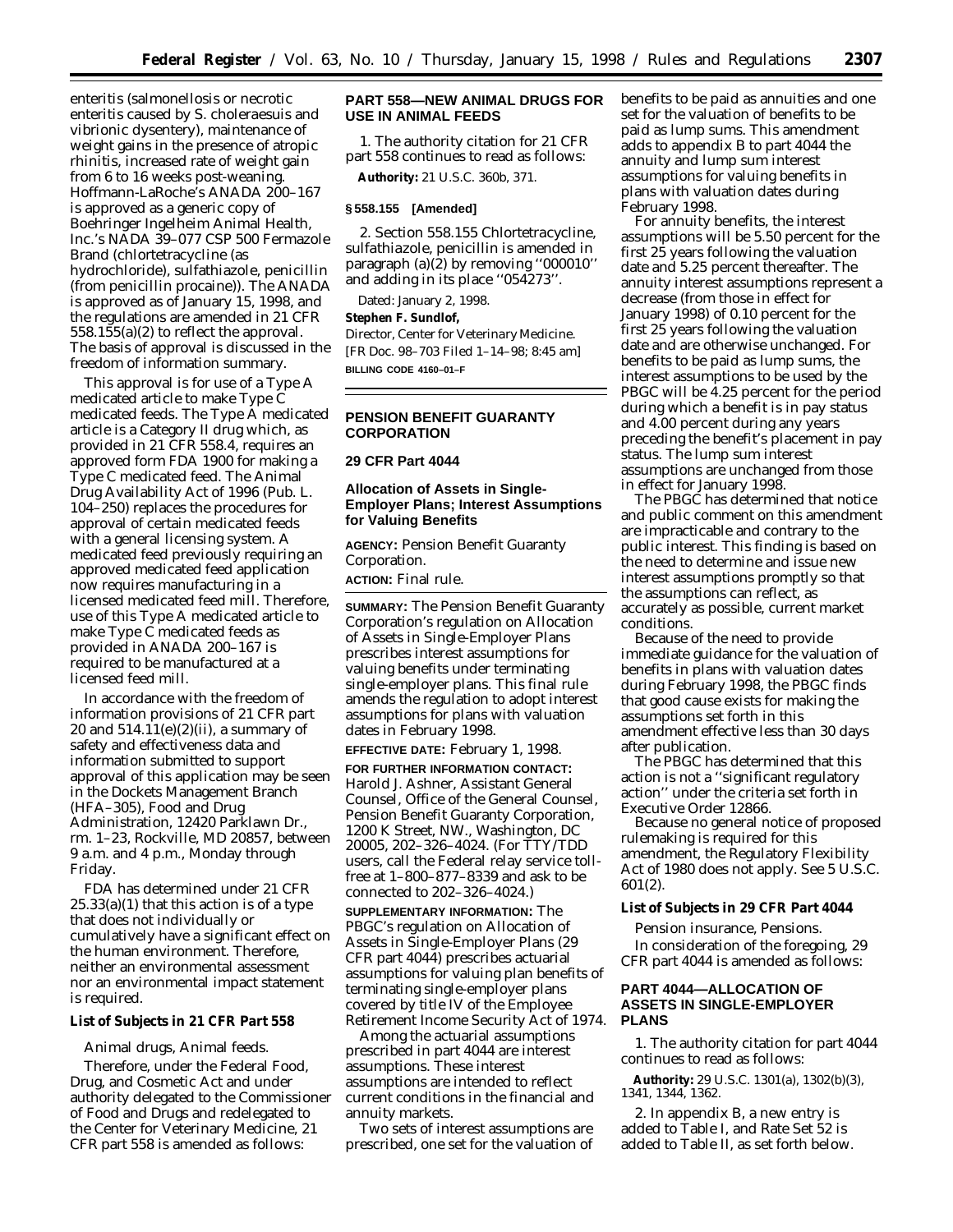enteritis (salmonellosis or necrotic enteritis caused by S. choleraesuis and vibrionic dysentery), maintenance of weight gains in the presence of atropic rhinitis, increased rate of weight gain from 6 to 16 weeks post-weaning. Hoffmann-LaRoche's ANADA 200–167 is approved as a generic copy of Boehringer Ingelheim Animal Health, Inc.'s NADA 39–077 CSP 500 Fermazole Brand (chlortetracycline (as hydrochloride), sulfathiazole, penicillin (from penicillin procaine)). The ANADA is approved as of January 15, 1998, and the regulations are amended in 21 CFR 558.155(a)(2) to reflect the approval. The basis of approval is discussed in the freedom of information summary.

This approval is for use of a Type A medicated article to make Type C medicated feeds. The Type A medicated article is a Category II drug which, as provided in 21 CFR 558.4, requires an approved form FDA 1900 for making a Type C medicated feed. The Animal Drug Availability Act of 1996 (Pub. L. 104–250) replaces the procedures for approval of certain medicated feeds with a general licensing system. A medicated feed previously requiring an approved medicated feed application now requires manufacturing in a licensed medicated feed mill. Therefore, use of this Type A medicated article to make Type C medicated feeds as provided in ANADA 200–167 is required to be manufactured at a licensed feed mill.

In accordance with the freedom of information provisions of 21 CFR part 20 and 514.11(e)(2)(ii), a summary of safety and effectiveness data and information submitted to support approval of this application may be seen in the Dockets Management Branch (HFA–305), Food and Drug Administration, 12420 Parklawn Dr., rm. 1–23, Rockville, MD 20857, between 9 a.m. and 4 p.m., Monday through Friday.

FDA has determined under 21 CFR 25.33(a)(1) that this action is of a type that does not individually or cumulatively have a significant effect on the human environment. Therefore, neither an environmental assessment nor an environmental impact statement is required.

**List of Subjects in 21 CFR Part 558**

Animal drugs, Animal feeds.

Therefore, under the Federal Food, Drug, and Cosmetic Act and under authority delegated to the Commissioner of Food and Drugs and redelegated to the Center for Veterinary Medicine, 21 CFR part 558 is amended as follows:

## PART 558—NEW ANIMAL DRUGS FOR USE IN ANIMAL FEEDS

1. The authority citation for 21 CFR part 558 continues to read as follows:

**Authority:** 21 U.S.C. 360b, 371.

**§ 558.155 [Amended]**

2. Section 558.155 Chlortetracycline, sulfathiazole, penicillin is amended in paragraph (a)(2) by removing ''000010'' and adding in its place ''054273''.

Dated: January 2, 1998.

**Stephen F. Sundlof,**
*Director, Center for Veterinary Medicine.*
[FR Doc. 98–703 Filed 1–14–98; 8:45 am]
**BILLING CODE 4160–01–F**

## PENSION BENEFIT GUARANTY CORPORATION

### 29 CFR Part 4044

### Allocation of Assets in Single-Employer Plans; Interest Assumptions for Valuing Benefits

**AGENCY:** Pension Benefit Guaranty Corporation.

**ACTION:** Final rule.

**SUMMARY:** The Pension Benefit Guaranty Corporation's regulation on Allocation of Assets in Single-Employer Plans prescribes interest assumptions for valuing benefits under terminating single-employer plans. This final rule amends the regulation to adopt interest assumptions for plans with valuation dates in February 1998.

**EFFECTIVE DATE:** February 1, 1998.

**FOR FURTHER INFORMATION CONTACT:** Harold J. Ashner, Assistant General Counsel, Office of the General Counsel, Pension Benefit Guaranty Corporation, 1200 K Street, NW., Washington, DC 20005, 202–326–4024. (For TTY/TDD users, call the Federal relay service toll-free at 1–800–877–8339 and ask to be connected to 202–326–4024.)

**SUPPLEMENTARY INFORMATION:** The PBGC's regulation on Allocation of Assets in Single-Employer Plans (29 CFR part 4044) prescribes actuarial assumptions for valuing plan benefits of terminating single-employer plans covered by title IV of the Employee Retirement Income Security Act of 1974.

Among the actuarial assumptions prescribed in part 4044 are interest assumptions. These interest assumptions are intended to reflect current conditions in the financial and annuity markets.

Two sets of interest assumptions are prescribed, one set for the valuation of benefits to be paid as annuities and one set for the valuation of benefits to be paid as lump sums. This amendment adds to appendix B to part 4044 the annuity and lump sum interest assumptions for valuing benefits in plans with valuation dates during February 1998.

For annuity benefits, the interest assumptions will be 5.50 percent for the first 25 years following the valuation date and 5.25 percent thereafter. The annuity interest assumptions represent a decrease (from those in effect for January 1998) of 0.10 percent for the first 25 years following the valuation date and are otherwise unchanged. For benefits to be paid as lump sums, the interest assumptions to be used by the PBGC will be 4.25 percent for the period during which a benefit is in pay status and 4.00 percent during any years preceding the benefit's placement in pay status. The lump sum interest assumptions are unchanged from those in effect for January 1998.

The PBGC has determined that notice and public comment on this amendment are impracticable and contrary to the public interest. This finding is based on the need to determine and issue new interest assumptions promptly so that the assumptions can reflect, as accurately as possible, current market conditions.

Because of the need to provide immediate guidance for the valuation of benefits in plans with valuation dates during February 1998, the PBGC finds that good cause exists for making the assumptions set forth in this amendment effective less than 30 days after publication.

The PBGC has determined that this action is not a ''significant regulatory action'' under the criteria set forth in Executive Order 12866.

Because no general notice of proposed rulemaking is required for this amendment, the Regulatory Flexibility Act of 1980 does not apply. See 5 U.S.C. 601(2).

**List of Subjects in 29 CFR Part 4044**

Pension insurance, Pensions.

In consideration of the foregoing, 29 CFR part 4044 is amended as follows:

## PART 4044—ALLOCATION OF ASSETS IN SINGLE-EMPLOYER PLANS

1. The authority citation for part 4044 continues to read as follows:

**Authority:** 29 U.S.C. 1301(a), 1302(b)(3), 1341, 1344, 1362.

2. In appendix B, a new entry is added to Table I, and Rate Set 52 is added to Table II, as set forth below.